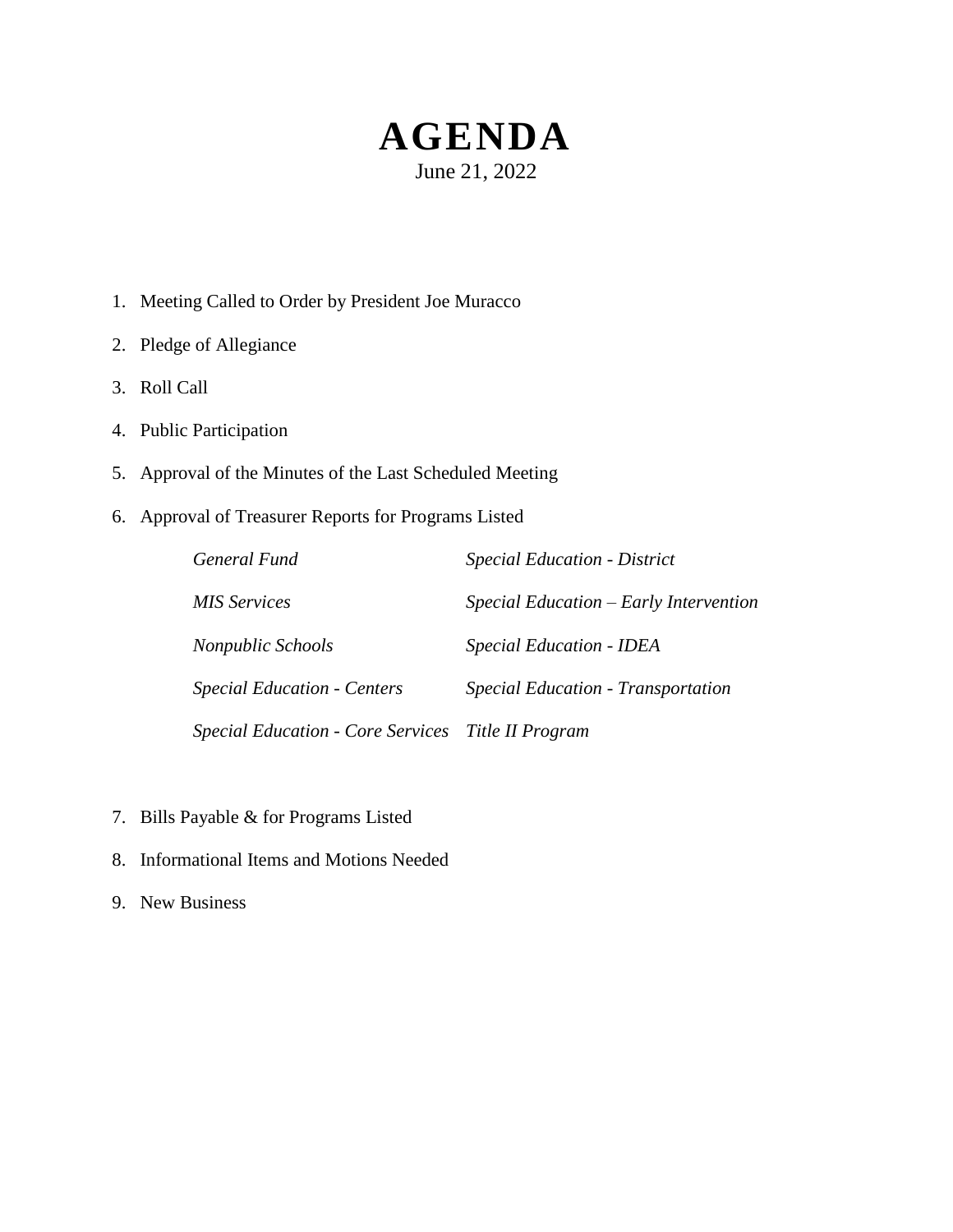# AGENDA

June 21, 2022

1. Meeting Called to Order by President Joe Muracco
2. Pledge of Allegiance
3. Roll Call
4. Public Participation
5. Approval of the Minutes of the Last Scheduled Meeting
6. Approval of Treasurer Reports for Programs Listed

   | | |
   |---|---|
   | *General Fund* | *Special Education - District* |
   | *MIS Services* | *Special Education – Early Intervention* |
   | *Nonpublic Schools* | *Special Education - IDEA* |
   | *Special Education - Centers* | *Special Education - Transportation* |
   | *Special Education - Core Services* | *Title II Program* |

7. Bills Payable & for Programs Listed
8. Informational Items and Motions Needed
9. New Business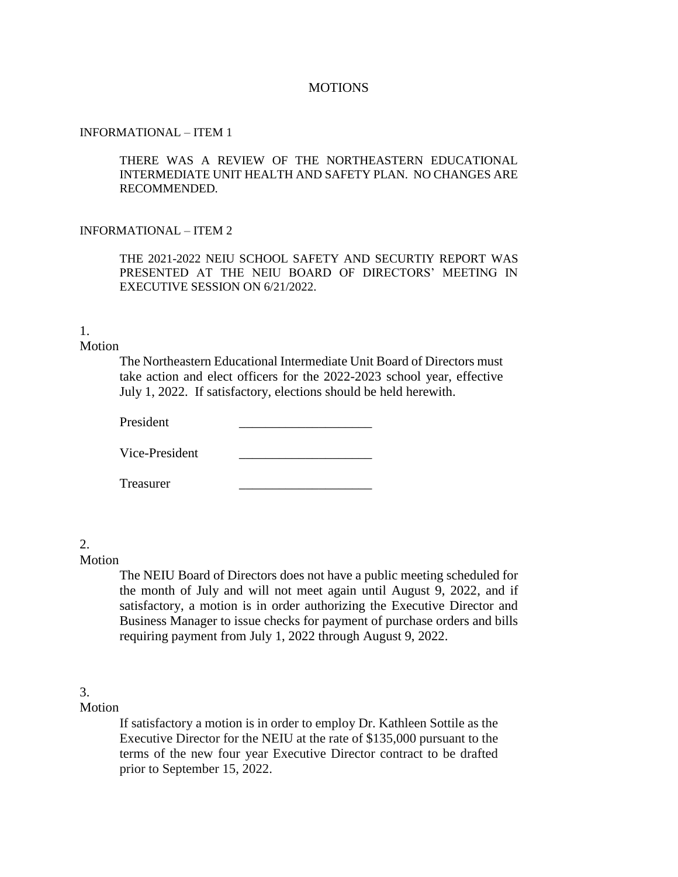# MOTIONS

INFORMATIONAL – ITEM 1

THERE WAS A REVIEW OF THE NORTHEASTERN EDUCATIONAL INTERMEDIATE UNIT HEALTH AND SAFETY PLAN. NO CHANGES ARE RECOMMENDED.

INFORMATIONAL – ITEM 2

THE 2021-2022 NEIU SCHOOL SAFETY AND SECURTIY REPORT WAS PRESENTED AT THE NEIU BOARD OF DIRECTORS' MEETING IN EXECUTIVE SESSION ON 6/21/2022.

1.
Motion

The Northeastern Educational Intermediate Unit Board of Directors must take action and elect officers for the 2022-2023 school year, effective July 1, 2022. If satisfactory, elections should be held herewith.

President ____________________

Vice-President ____________________

Treasurer ____________________

2.
Motion

The NEIU Board of Directors does not have a public meeting scheduled for the month of July and will not meet again until August 9, 2022, and if satisfactory, a motion is in order authorizing the Executive Director and Business Manager to issue checks for payment of purchase orders and bills requiring payment from July 1, 2022 through August 9, 2022.

3.
Motion

If satisfactory a motion is in order to employ Dr. Kathleen Sottile as the Executive Director for the NEIU at the rate of $135,000 pursuant to the terms of the new four year Executive Director contract to be drafted prior to September 15, 2022.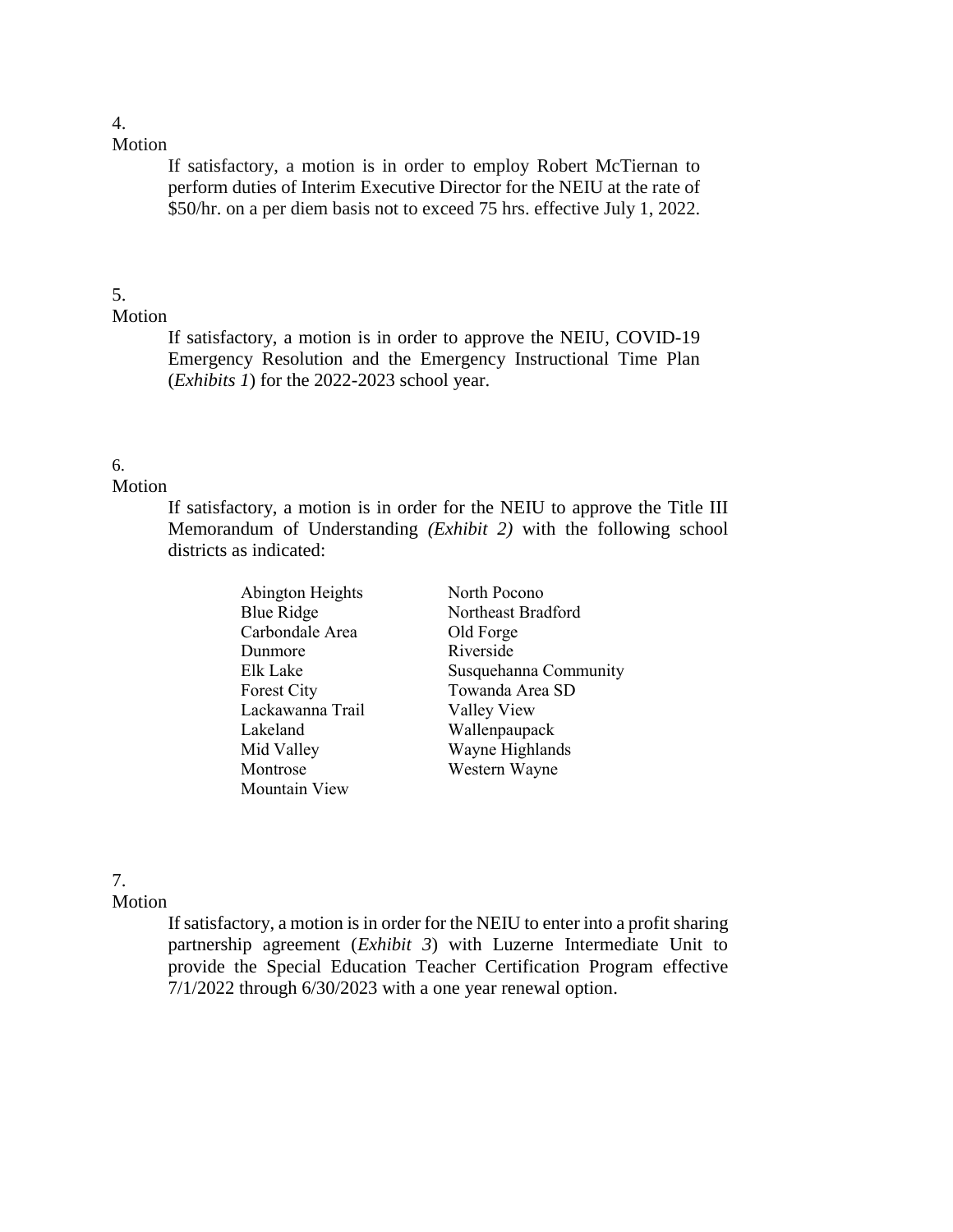4.
Motion

If satisfactory, a motion is in order to employ Robert McTiernan to perform duties of Interim Executive Director for the NEIU at the rate of $50/hr. on a per diem basis not to exceed 75 hrs. effective July 1, 2022.

5.
Motion

If satisfactory, a motion is in order to approve the NEIU, COVID-19 Emergency Resolution and the Emergency Instructional Time Plan (*Exhibits 1*) for the 2022-2023 school year.

6.
Motion

If satisfactory, a motion is in order for the NEIU to approve the Title III Memorandum of Understanding *(Exhibit 2)* with the following school districts as indicated:

- Abington Heights
- Blue Ridge
- Carbondale Area
- Dunmore
- Elk Lake
- Forest City
- Lackawanna Trail
- Lakeland
- Mid Valley
- Montrose
- Mountain View
- North Pocono
- Northeast Bradford
- Old Forge
- Riverside
- Susquehanna Community
- Towanda Area SD
- Valley View
- Wallenpaupack
- Wayne Highlands
- Western Wayne

7.
Motion

If satisfactory, a motion is in order for the NEIU to enter into a profit sharing partnership agreement (*Exhibit 3*) with Luzerne Intermediate Unit to provide the Special Education Teacher Certification Program effective 7/1/2022 through 6/30/2023 with a one year renewal option.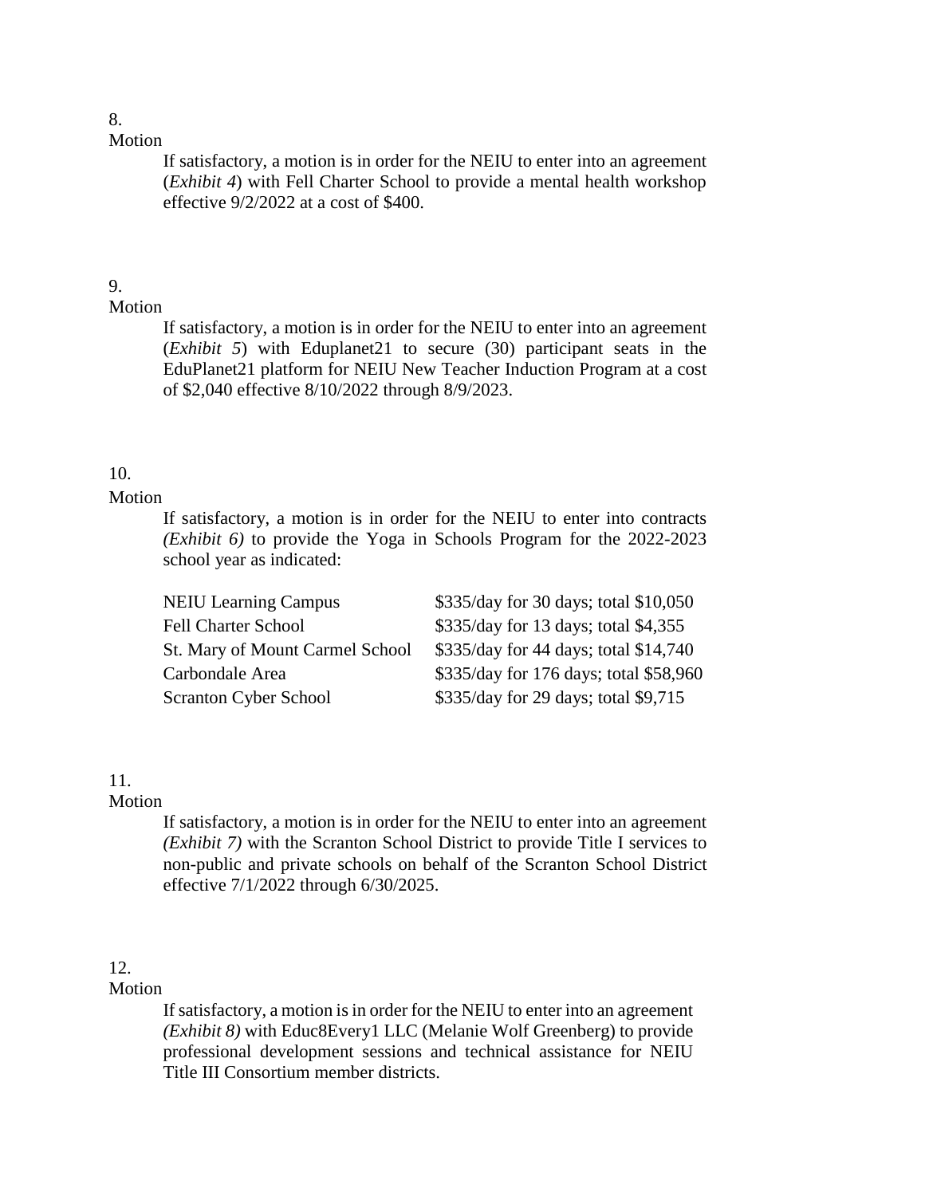8.
Motion

If satisfactory, a motion is in order for the NEIU to enter into an agreement (*Exhibit 4*) with Fell Charter School to provide a mental health workshop effective 9/2/2022 at a cost of $400.

9.
Motion

If satisfactory, a motion is in order for the NEIU to enter into an agreement (*Exhibit 5*) with Eduplanet21 to secure (30) participant seats in the EduPlanet21 platform for NEIU New Teacher Induction Program at a cost of $2,040 effective 8/10/2022 through 8/9/2023.

10.
Motion

If satisfactory, a motion is in order for the NEIU to enter into contracts *(Exhibit 6)* to provide the Yoga in Schools Program for the 2022-2023 school year as indicated:

| | |
|---|---|
| NEIU Learning Campus | $335/day for 30 days; total $10,050 |
| Fell Charter School | $335/day for 13 days; total $4,355 |
| St. Mary of Mount Carmel School | $335/day for 44 days; total $14,740 |
| Carbondale Area | $335/day for 176 days; total $58,960 |
| Scranton Cyber School | $335/day for 29 days; total $9,715 |

11.
Motion

If satisfactory, a motion is in order for the NEIU to enter into an agreement *(Exhibit 7)* with the Scranton School District to provide Title I services to non-public and private schools on behalf of the Scranton School District effective 7/1/2022 through 6/30/2025.

12.
Motion

If satisfactory, a motion is in order for the NEIU to enter into an agreement *(Exhibit 8)* with Educ8Every1 LLC (Melanie Wolf Greenberg) to provide professional development sessions and technical assistance for NEIU Title III Consortium member districts.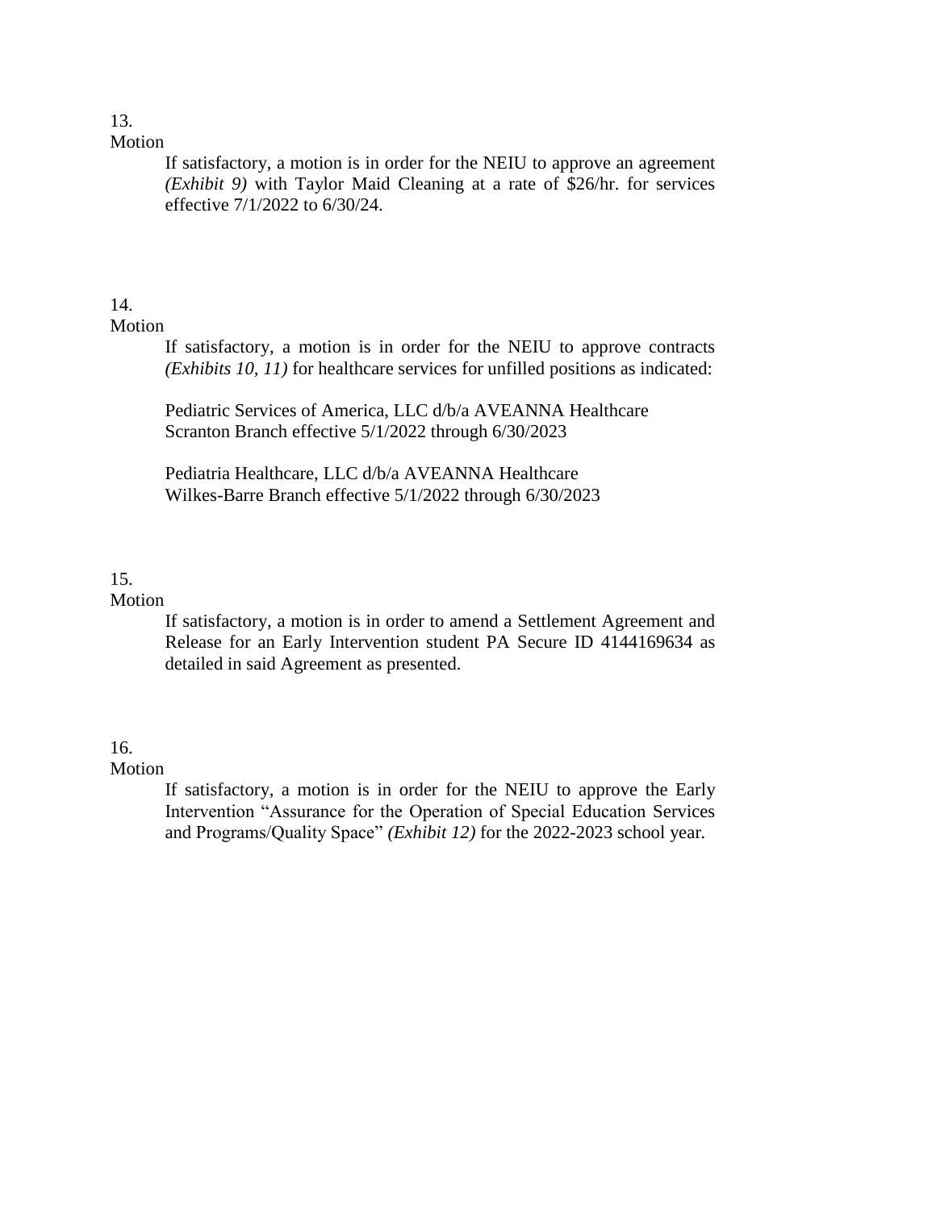13.
Motion

If satisfactory, a motion is in order for the NEIU to approve an agreement *(Exhibit 9)* with Taylor Maid Cleaning at a rate of $26/hr. for services effective 7/1/2022 to 6/30/24.

14.
Motion

If satisfactory, a motion is in order for the NEIU to approve contracts *(Exhibits 10, 11)* for healthcare services for unfilled positions as indicated:

Pediatric Services of America, LLC d/b/a AVEANNA Healthcare
Scranton Branch effective 5/1/2022 through 6/30/2023

Pediatria Healthcare, LLC d/b/a AVEANNA Healthcare
Wilkes-Barre Branch effective 5/1/2022 through 6/30/2023

15.
Motion

If satisfactory, a motion is in order to amend a Settlement Agreement and Release for an Early Intervention student PA Secure ID 4144169634 as detailed in said Agreement as presented.

16.
Motion

If satisfactory, a motion is in order for the NEIU to approve the Early Intervention "Assurance for the Operation of Special Education Services and Programs/Quality Space" *(Exhibit 12)* for the 2022-2023 school year.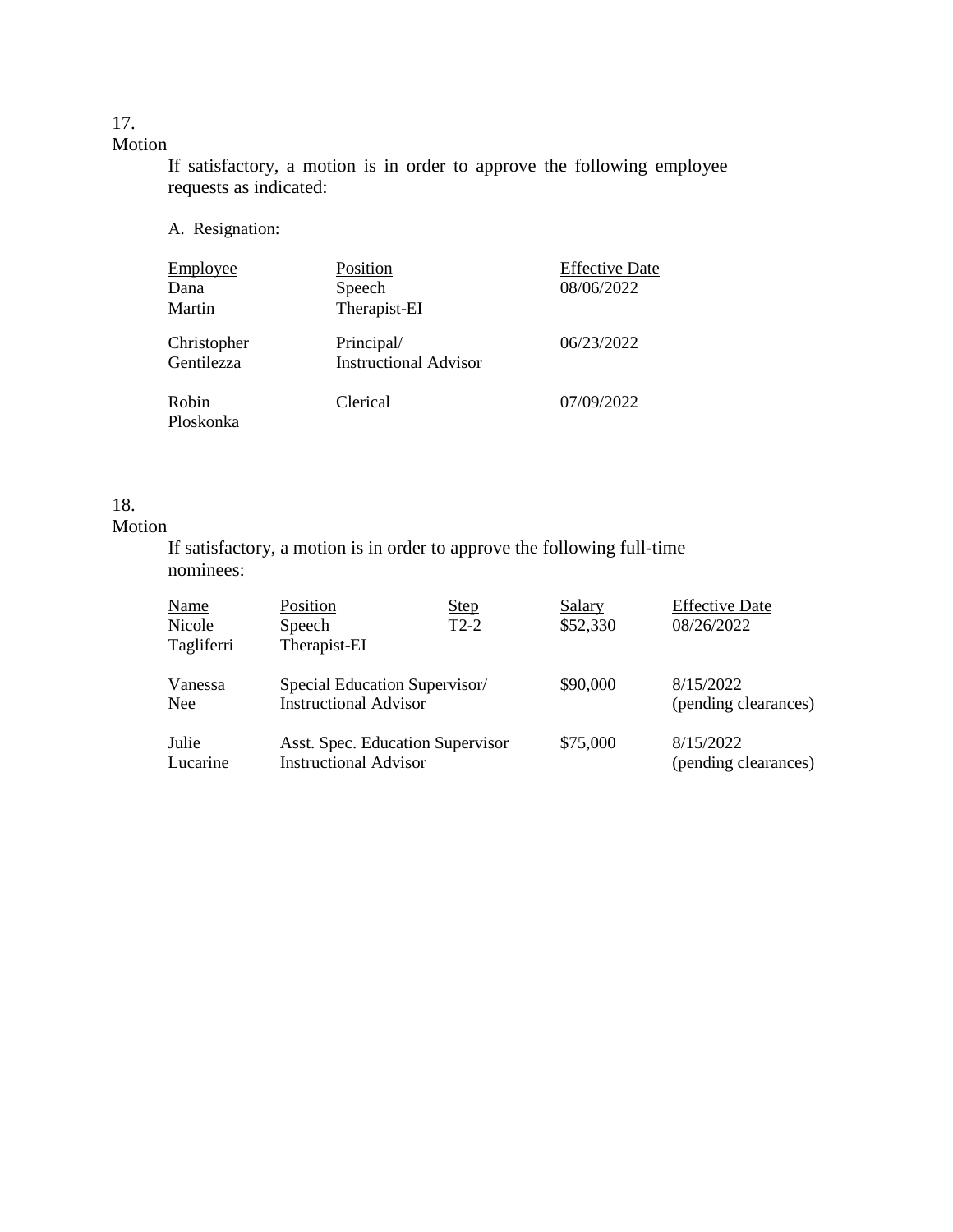17.
Motion

If satisfactory, a motion is in order to approve the following employee requests as indicated:

A. Resignation:

| Employee | Position | Effective Date |
| --- | --- | --- |
| Dana Martin | Speech Therapist-EI | 08/06/2022 |
| Christopher Gentilezza | Principal/ Instructional Advisor | 06/23/2022 |
| Robin Ploskonka | Clerical | 07/09/2022 |

18.
Motion

If satisfactory, a motion is in order to approve the following full-time nominees:

| Name | Position | Step | Salary | Effective Date |
| --- | --- | --- | --- | --- |
| Nicole Tagliferri | Speech Therapist-EI | T2-2 | $52,330 | 08/26/2022 |
| Vanessa Nee | Special Education Supervisor/ Instructional Advisor | | $90,000 | 8/15/2022 (pending clearances) |
| Julie Lucarine | Asst. Spec. Education Supervisor Instructional Advisor | | $75,000 | 8/15/2022 (pending clearances) |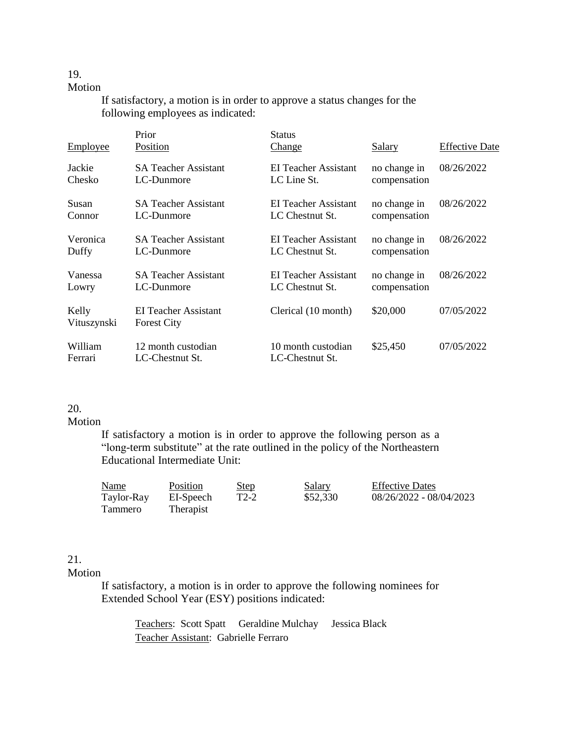19.
Motion

If satisfactory, a motion is in order to approve a status changes for the following employees as indicated:

| Employee | Prior Position | Status Change | Salary | Effective Date |
|---|---|---|---|---|
| Jackie Chesko | SA Teacher Assistant LC-Dunmore | EI Teacher Assistant LC Line St. | no change in compensation | 08/26/2022 |
| Susan Connor | SA Teacher Assistant LC-Dunmore | EI Teacher Assistant LC Chestnut St. | no change in compensation | 08/26/2022 |
| Veronica Duffy | SA Teacher Assistant LC-Dunmore | EI Teacher Assistant LC Chestnut St. | no change in compensation | 08/26/2022 |
| Vanessa Lowry | SA Teacher Assistant LC-Dunmore | EI Teacher Assistant LC Chestnut St. | no change in compensation | 08/26/2022 |
| Kelly Vituszynski | EI Teacher Assistant Forest City | Clerical (10 month) | $20,000 | 07/05/2022 |
| William Ferrari | 12 month custodian LC-Chestnut St. | 10 month custodian LC-Chestnut St. | $25,450 | 07/05/2022 |

20.
Motion

If satisfactory a motion is in order to approve the following person as a "long-term substitute" at the rate outlined in the policy of the Northeastern Educational Intermediate Unit:

| Name | Position | Step | Salary | Effective Dates |
|---|---|---|---|---|
| Taylor-Ray Tammero | EI-Speech Therapist | T2-2 | $52,330 | 08/26/2022 - 08/04/2023 |

21.
Motion

If satisfactory, a motion is in order to approve the following nominees for Extended School Year (ESY) positions indicated:

Teachers: Scott Spatt  Geraldine Mulchay  Jessica Black
Teacher Assistant: Gabrielle Ferraro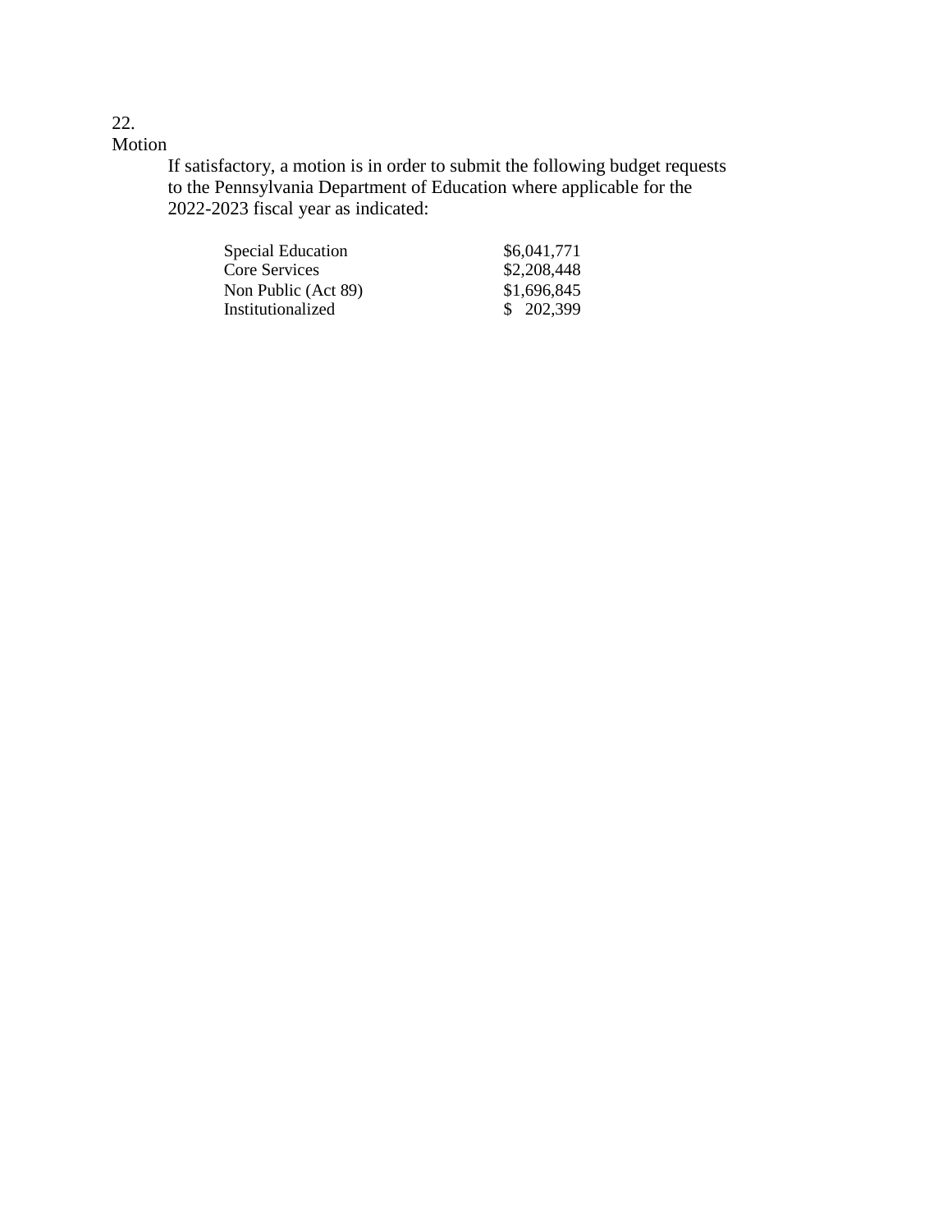22.

Motion

If satisfactory, a motion is in order to submit the following budget requests to the Pennsylvania Department of Education where applicable for the 2022-2023 fiscal year as indicated:

| | |
|---|---|
| Special Education | $6,041,771 |
| Core Services | $2,208,448 |
| Non Public (Act 89) | $1,696,845 |
| Institutionalized | $ 202,399 |